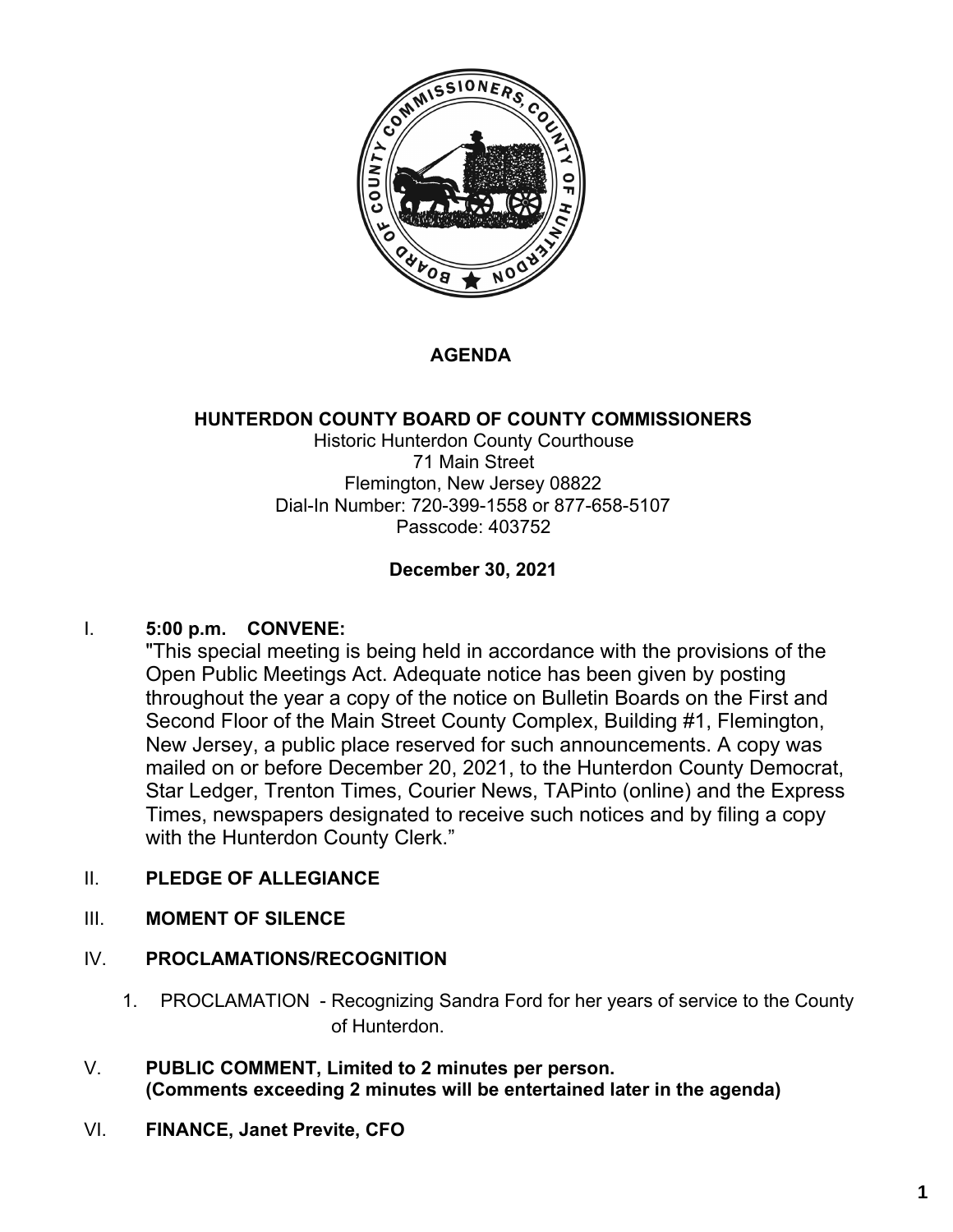# AGENDA

## HUNTERDON COUNTY BOARD OF COUNTY COMMISSIONERS

Historic Hunterdon County Courthouse
71 Main Street
Flemington, New Jersey 08822
Dial-In Number: 720-399-1558 or 877-658-5107
Passcode: 403752

**December 30, 2021**

I. **5:00 p.m. CONVENE:**

"This special meeting is being held in accordance with the provisions of the Open Public Meetings Act. Adequate notice has been given by posting throughout the year a copy of the notice on Bulletin Boards on the First and Second Floor of the Main Street County Complex, Building #1, Flemington, New Jersey, a public place reserved for such announcements. A copy was mailed on or before December 20, 2021, to the Hunterdon County Democrat, Star Ledger, Trenton Times, Courier News, TAPinto (online) and the Express Times, newspapers designated to receive such notices and by filing a copy with the Hunterdon County Clerk."

II. **PLEDGE OF ALLEGIANCE**

III. **MOMENT OF SILENCE**

IV. **PROCLAMATIONS/RECOGNITION**

1. PROCLAMATION - Recognizing Sandra Ford for her years of service to the County of Hunterdon.

V. **PUBLIC COMMENT, Limited to 2 minutes per person.**
**(Comments exceeding 2 minutes will be entertained later in the agenda)**

VI. **FINANCE, Janet Previte, CFO**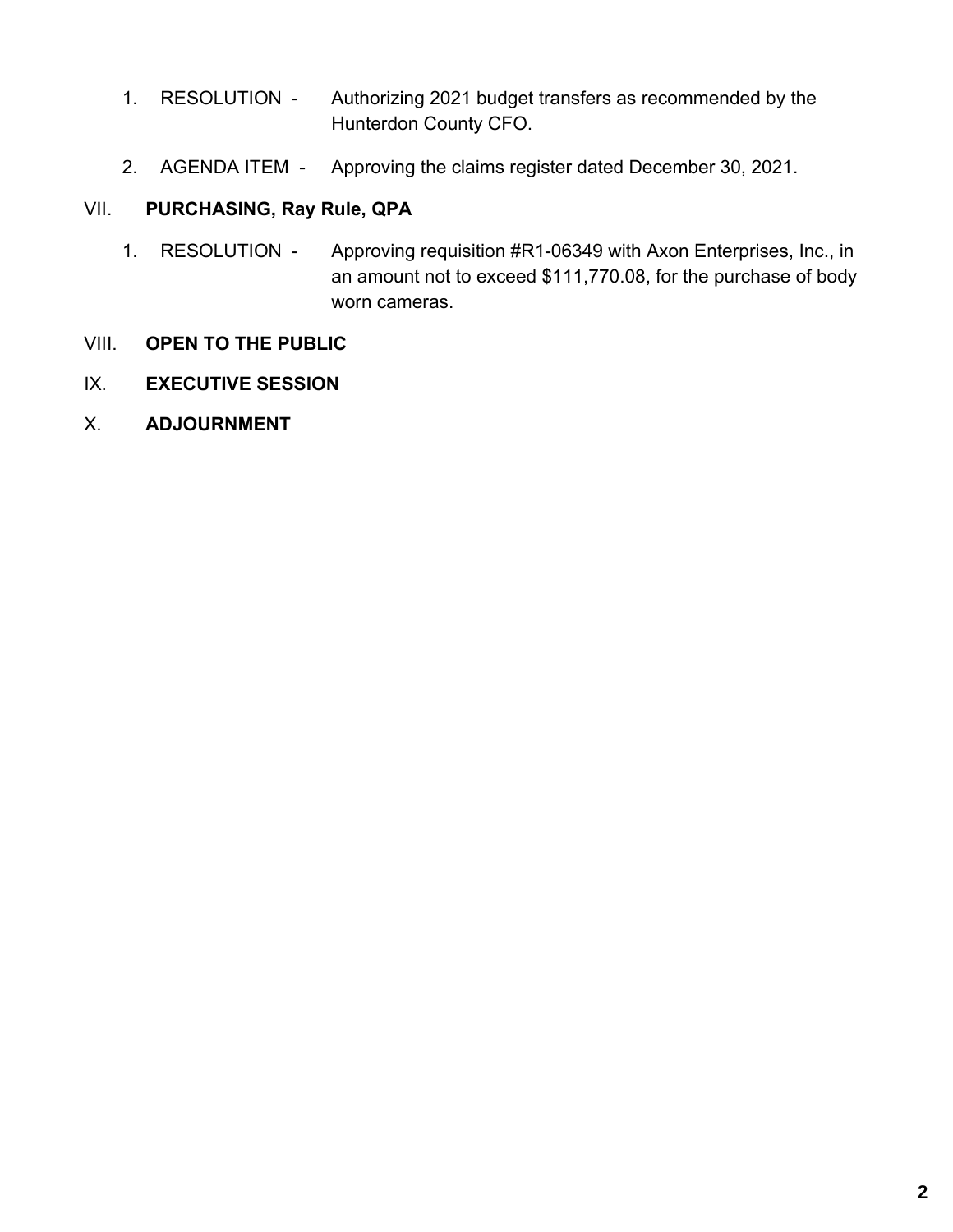1. RESOLUTION - Authorizing 2021 budget transfers as recommended by the Hunterdon County CFO.

2. AGENDA ITEM - Approving the claims register dated December 30, 2021.

VII. **PURCHASING, Ray Rule, QPA**

1. RESOLUTION - Approving requisition #R1-06349 with Axon Enterprises, Inc., in an amount not to exceed $111,770.08, for the purchase of body worn cameras.

VIII. **OPEN TO THE PUBLIC**

IX. **EXECUTIVE SESSION**

X. **ADJOURNMENT**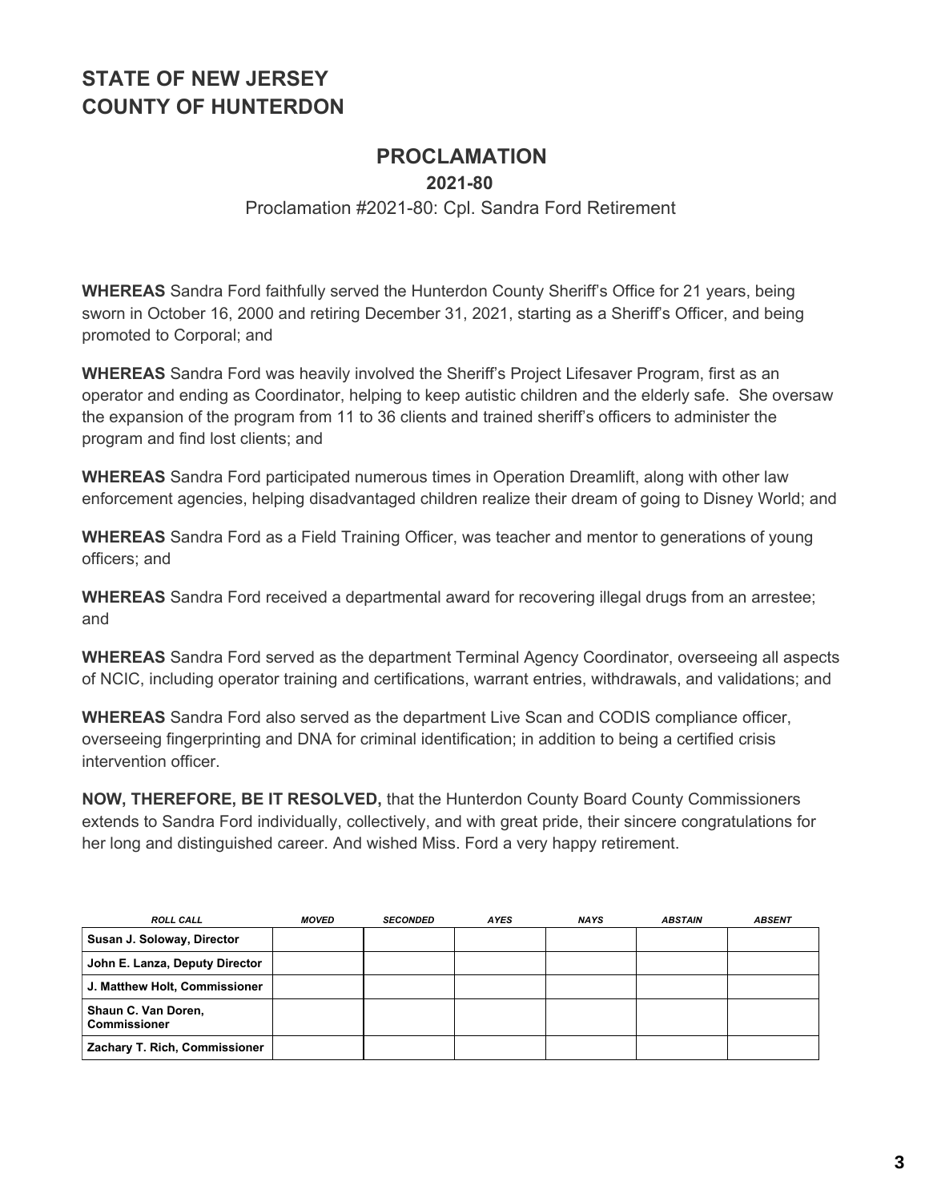# STATE OF NEW JERSEY
# COUNTY OF HUNTERDON

## PROCLAMATION

**2021-80**

Proclamation #2021-80: Cpl. Sandra Ford Retirement

**WHEREAS** Sandra Ford faithfully served the Hunterdon County Sheriff's Office for 21 years, being sworn in October 16, 2000 and retiring December 31, 2021, starting as a Sheriff's Officer, and being promoted to Corporal; and

**WHEREAS** Sandra Ford was heavily involved the Sheriff's Project Lifesaver Program, first as an operator and ending as Coordinator, helping to keep autistic children and the elderly safe. She oversaw the expansion of the program from 11 to 36 clients and trained sheriff's officers to administer the program and find lost clients; and

**WHEREAS** Sandra Ford participated numerous times in Operation Dreamlift, along with other law enforcement agencies, helping disadvantaged children realize their dream of going to Disney World; and

**WHEREAS** Sandra Ford as a Field Training Officer, was teacher and mentor to generations of young officers; and

**WHEREAS** Sandra Ford received a departmental award for recovering illegal drugs from an arrestee; and

**WHEREAS** Sandra Ford served as the department Terminal Agency Coordinator, overseeing all aspects of NCIC, including operator training and certifications, warrant entries, withdrawals, and validations; and

**WHEREAS** Sandra Ford also served as the department Live Scan and CODIS compliance officer, overseeing fingerprinting and DNA for criminal identification; in addition to being a certified crisis intervention officer.

**NOW, THEREFORE, BE IT RESOLVED,** that the Hunterdon County Board County Commissioners extends to Sandra Ford individually, collectively, and with great pride, their sincere congratulations for her long and distinguished career. And wished Miss. Ford a very happy retirement.

| *ROLL CALL* | *MOVED* | *SECONDED* | *AYES* | *NAYS* | *ABSTAIN* | *ABSENT* |
|---|---|---|---|---|---|---|
| **Susan J. Soloway, Director** | | | | | | |
| **John E. Lanza, Deputy Director** | | | | | | |
| **J. Matthew Holt, Commissioner** | | | | | | |
| **Shaun C. Van Doren, Commissioner** | | | | | | |
| **Zachary T. Rich, Commissioner** | | | | | | |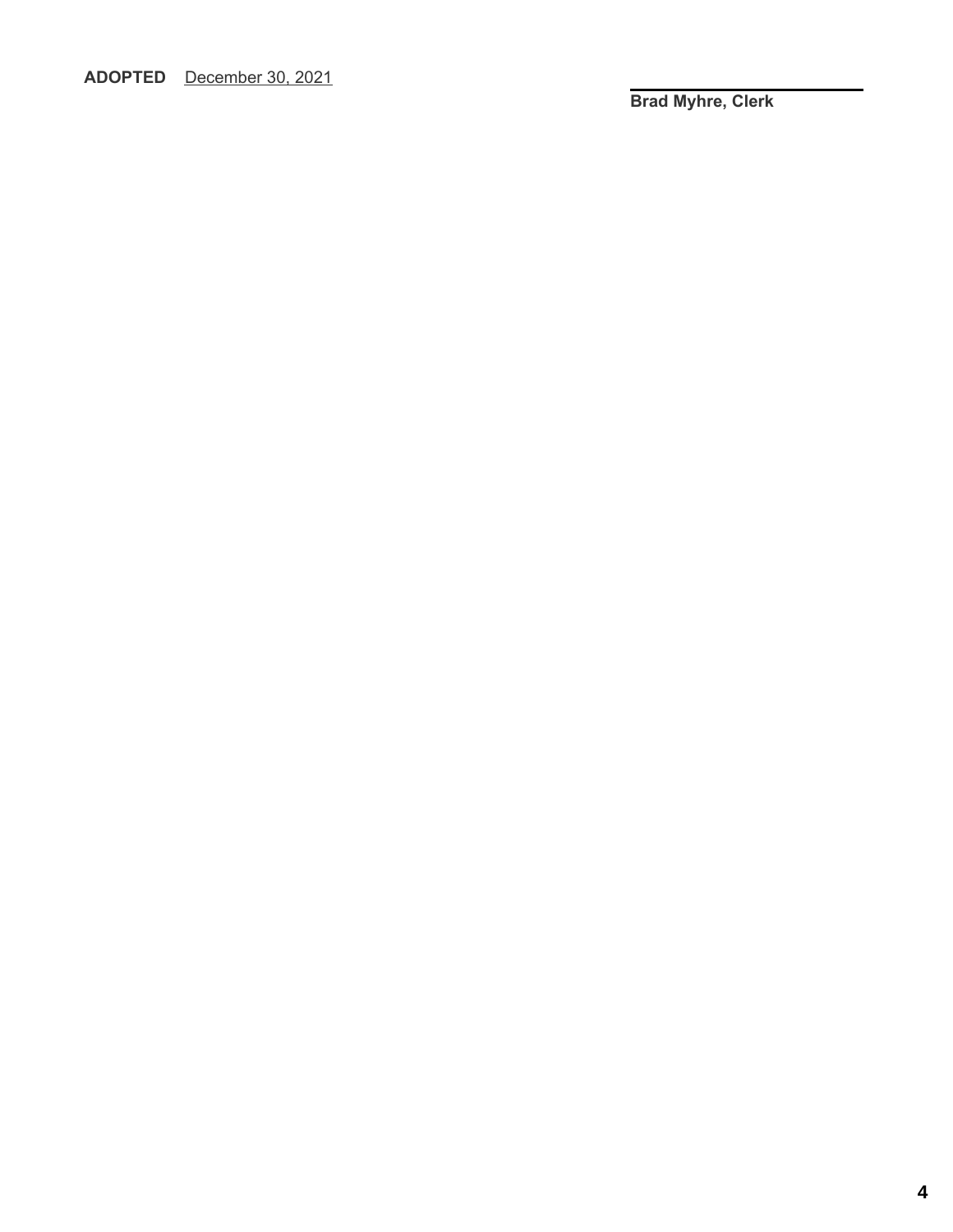**ADOPTED** December 30, 2021

\_\_\_\_\_\_\_\_\_\_\_\_\_\_\_\_\_\_\_\_\_\_\_\_\_\_

**Brad Myhre, Clerk**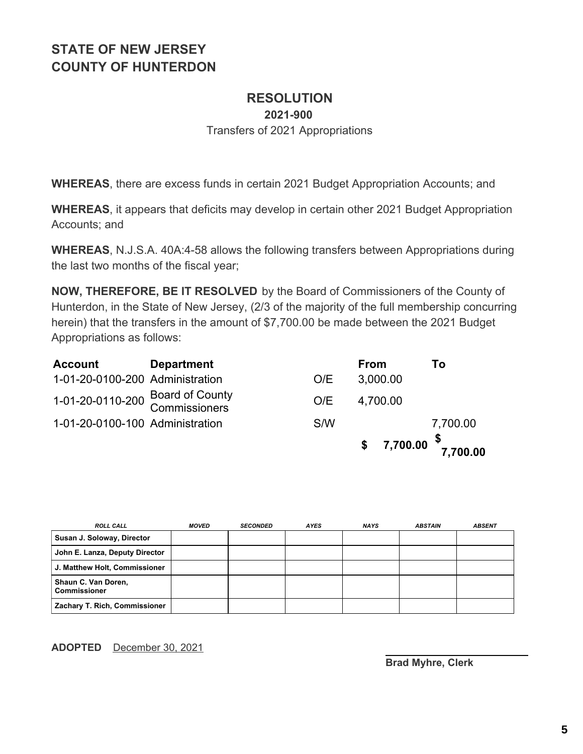## STATE OF NEW JERSEY
## COUNTY OF HUNTERDON

# RESOLUTION

**2021-900**

Transfers of 2021 Appropriations

**WHEREAS**, there are excess funds in certain 2021 Budget Appropriation Accounts; and

**WHEREAS**, it appears that deficits may develop in certain other 2021 Budget Appropriation Accounts; and

**WHEREAS**, N.J.S.A. 40A:4-58 allows the following transfers between Appropriations during the last two months of the fiscal year;

**NOW, THEREFORE, BE IT RESOLVED** by the Board of Commissioners of the County of Hunterdon, in the State of New Jersey, (2/3 of the majority of the full membership concurring herein) that the transfers in the amount of $7,700.00 be made between the 2021 Budget Appropriations as follows:

| Account | Department | | From | To |
|---|---|---|---|---|
| 1-01-20-0100-200 | Administration | O/E | 3,000.00 | |
| 1-01-20-0110-200 | Board of County Commissioners | O/E | 4,700.00 | |
| 1-01-20-0100-100 | Administration | S/W | | 7,700.00 |
| | | | **$ 7,700.00** | **$ 7,700.00** |

| ROLL CALL | MOVED | SECONDED | AYES | NAYS | ABSTAIN | ABSENT |
|---|---|---|---|---|---|---|
| **Susan J. Soloway, Director** | | | | | | |
| **John E. Lanza, Deputy Director** | | | | | | |
| **J. Matthew Holt, Commissioner** | | | | | | |
| **Shaun C. Van Doren, Commissioner** | | | | | | |
| **Zachary T. Rich, Commissioner** | | | | | | |

**ADOPTED** December 30, 2021

**Brad Myhre, Clerk**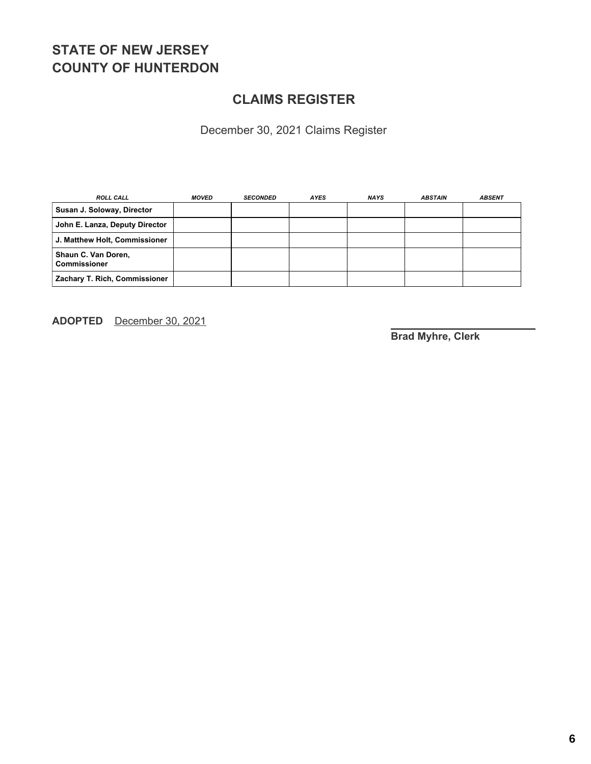## STATE OF NEW JERSEY
## COUNTY OF HUNTERDON

## CLAIMS REGISTER

December 30, 2021 Claims Register

| *ROLL CALL* | *MOVED* | *SECONDED* | *AYES* | *NAYS* | *ABSTAIN* | *ABSENT* |
|---|---|---|---|---|---|---|
| **Susan J. Soloway, Director** | | | | | | |
| **John E. Lanza, Deputy Director** | | | | | | |
| **J. Matthew Holt, Commissioner** | | | | | | |
| **Shaun C. Van Doren, Commissioner** | | | | | | |
| **Zachary T. Rich, Commissioner** | | | | | | |

**ADOPTED** December 30, 2021

**Brad Myhre, Clerk**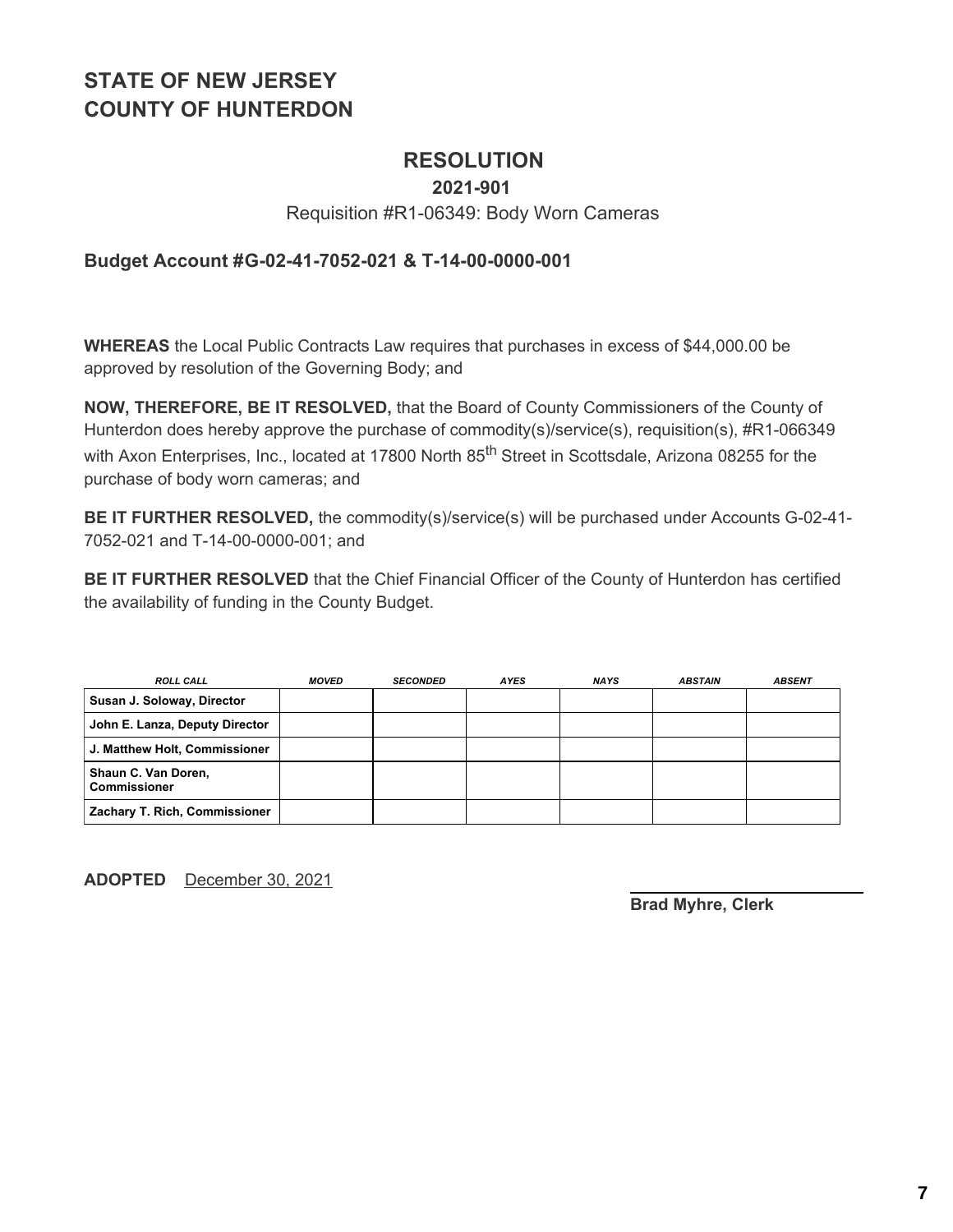# STATE OF NEW JERSEY
# COUNTY OF HUNTERDON

## RESOLUTION

### 2021-901

Requisition #R1-06349: Body Worn Cameras

**Budget Account #G-02-41-7052-021 & T-14-00-0000-001**

**WHEREAS** the Local Public Contracts Law requires that purchases in excess of $44,000.00 be approved by resolution of the Governing Body; and

**NOW, THEREFORE, BE IT RESOLVED,** that the Board of County Commissioners of the County of Hunterdon does hereby approve the purchase of commodity(s)/service(s), requisition(s), #R1-066349 with Axon Enterprises, Inc., located at 17800 North 85th Street in Scottsdale, Arizona 08255 for the purchase of body worn cameras; and

**BE IT FURTHER RESOLVED,** the commodity(s)/service(s) will be purchased under Accounts G-02-41-7052-021 and T-14-00-0000-001; and

**BE IT FURTHER RESOLVED** that the Chief Financial Officer of the County of Hunterdon has certified the availability of funding in the County Budget.

| ROLL CALL | MOVED | SECONDED | AYES | NAYS | ABSTAIN | ABSENT |
|---|---|---|---|---|---|---|
| **Susan J. Soloway, Director** | | | | | | |
| **John E. Lanza, Deputy Director** | | | | | | |
| **J. Matthew Holt, Commissioner** | | | | | | |
| **Shaun C. Van Doren, Commissioner** | | | | | | |
| **Zachary T. Rich, Commissioner** | | | | | | |

**ADOPTED** December 30, 2021

**Brad Myhre, Clerk**